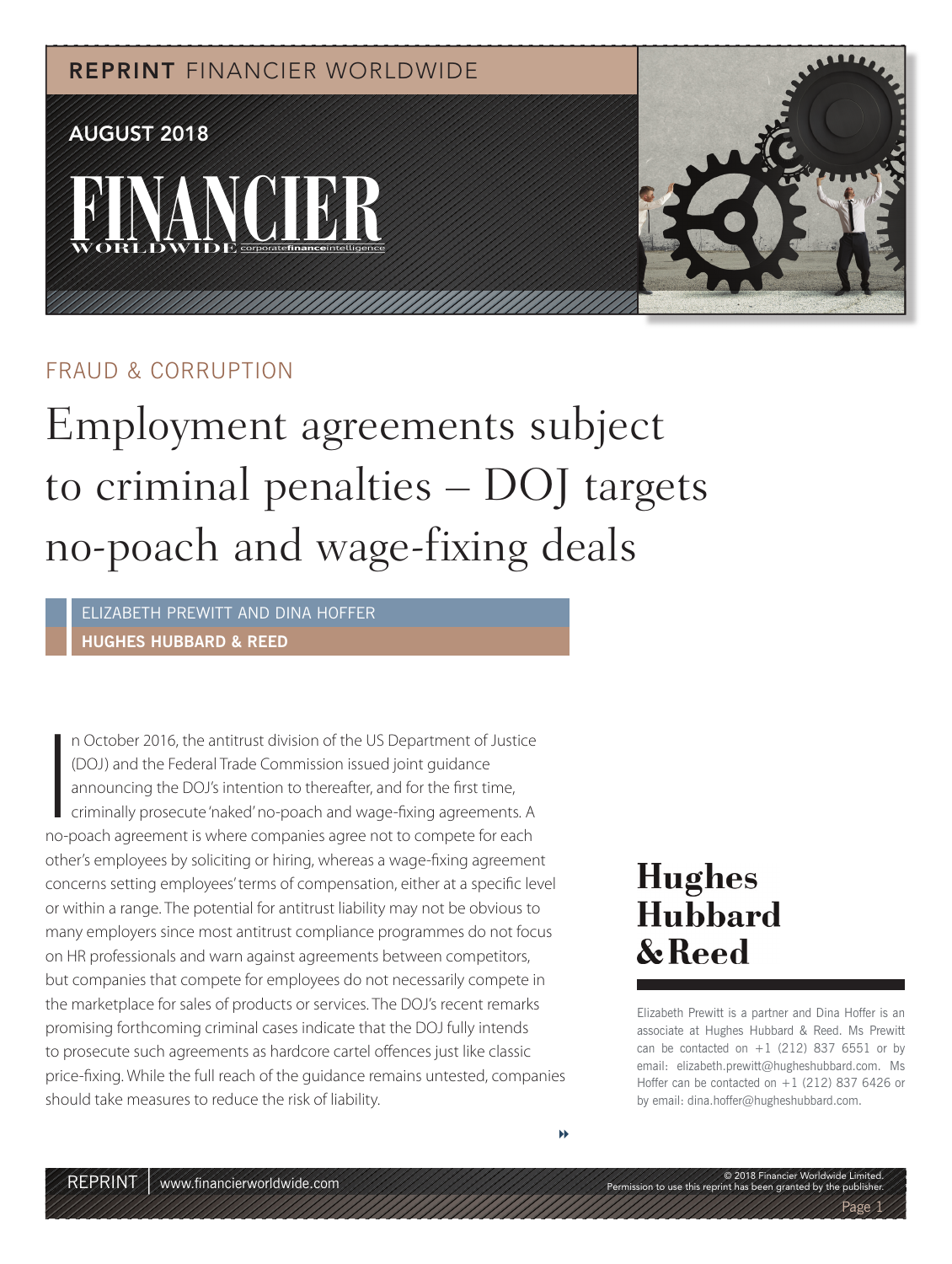REPRINT FINANCIER WORLDWIDE

AUGUST 2018

FRAUD & CORRUPTION

# Employment agreements subject to criminal penalties – DOJ targets no-poach and wage-fixing deals

ELIZABETH PREWITT AND DINA HOFFER

**HUGHES HUBBARD & REED**

In October 2016, the antitrust division of the US Department of Justice (DOJ) and the Federal Trade Commission issued joint guidance announcing the DOJ's intention to thereafter, and for the first time, criminally prosecute 'naked' no-poach and wage-fixing agreements. A no-poach agreement is where companies agree not to compete for each other's employees by soliciting or hiring, whereas a wage-fixing agreement concerns setting employees' terms of compensation, either at a specific level or within a range. The potential for antitrust liability may not be obvious to many employers since most antitrust compliance programmes do not focus on HR professionals and warn against agreements between competitors, but companies that compete for employees do not necessarily compete in the marketplace for sales of products or services. The DOJ's recent remarks promising forthcoming criminal cases indicate that the DOJ fully intends to prosecute such agreements as hardcore cartel offences just like classic price-fixing. While the full reach of the guidance remains untested, companies should take measures to reduce the risk of liability.

**Hughes Hubbard & Reed**

Elizabeth Prewitt is a partner and Dina Hoffer is an associate at Hughes Hubbard & Reed. Ms Prewitt can be contacted on +1 (212) 837 6551 or by email: elizabeth.prewitt@hugheshubbard.com. Ms Hoffer can be contacted on +1 (212) 837 6426 or by email: dina.hoffer@hugheshubbard.com.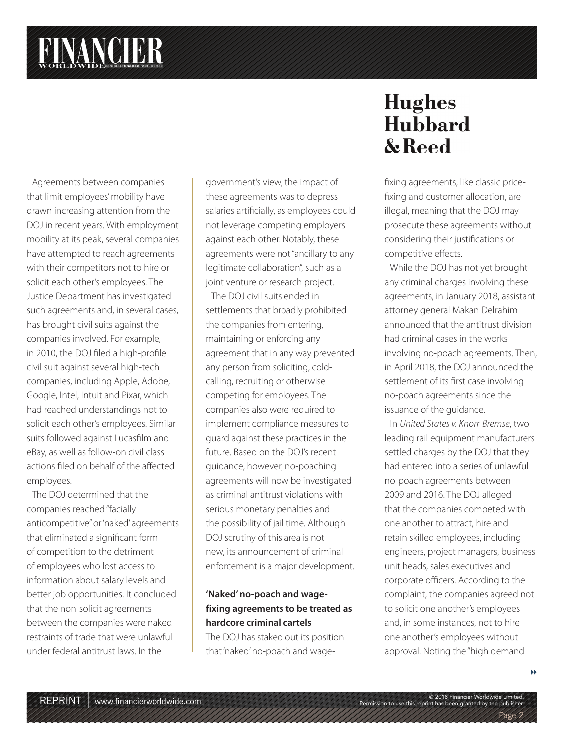Agreements between companies that limit employees' mobility have drawn increasing attention from the DOJ in recent years. With employment mobility at its peak, several companies have attempted to reach agreements with their competitors not to hire or solicit each other's employees. The Justice Department has investigated such agreements and, in several cases, has brought civil suits against the companies involved. For example, in 2010, the DOJ filed a high-profile civil suit against several high-tech companies, including Apple, Adobe, Google, Intel, Intuit and Pixar, which had reached understandings not to solicit each other's employees. Similar suits followed against Lucasfilm and eBay, as well as follow-on civil class actions filed on behalf of the affected employees.

The DOJ determined that the companies reached "facially anticompetitive" or 'naked' agreements that eliminated a significant form of competition to the detriment of employees who lost access to information about salary levels and better job opportunities. It concluded that the non-solicit agreements between the companies were naked restraints of trade that were unlawful under federal antitrust laws. In the government's view, the impact of these agreements was to depress salaries artificially, as employees could not leverage competing employers against each other. Notably, these agreements were not "ancillary to any legitimate collaboration", such as a joint venture or research project.

The DOJ civil suits ended in settlements that broadly prohibited the companies from entering, maintaining or enforcing any agreement that in any way prevented any person from soliciting, cold-calling, recruiting or otherwise competing for employees. The companies also were required to implement compliance measures to guard against these practices in the future. Based on the DOJ's recent guidance, however, no-poaching agreements will now be investigated as criminal antitrust violations with serious monetary penalties and the possibility of jail time. Although DOJ scrutiny of this area is not new, its announcement of criminal enforcement is a major development.

## 'Naked' no-poach and wage-fixing agreements to be treated as hardcore criminal cartels

The DOJ has staked out its position that 'naked' no-poach and wage-fixing agreements, like classic price-fixing and customer allocation, are illegal, meaning that the DOJ may prosecute these agreements without considering their justifications or competitive effects.

While the DOJ has not yet brought any criminal charges involving these agreements, in January 2018, assistant attorney general Makan Delrahim announced that the antitrust division had criminal cases in the works involving no-poach agreements. Then, in April 2018, the DOJ announced the settlement of its first case involving no-poach agreements since the issuance of the guidance.

In *United States v. Knorr-Bremse*, two leading rail equipment manufacturers settled charges by the DOJ that they had entered into a series of unlawful no-poach agreements between 2009 and 2016. The DOJ alleged that the companies competed with one another to attract, hire and retain skilled employees, including engineers, project managers, business unit heads, sales executives and corporate officers. According to the complaint, the companies agreed not to solicit one another's employees and, in some instances, not to hire one another's employees without approval. Noting the "high demand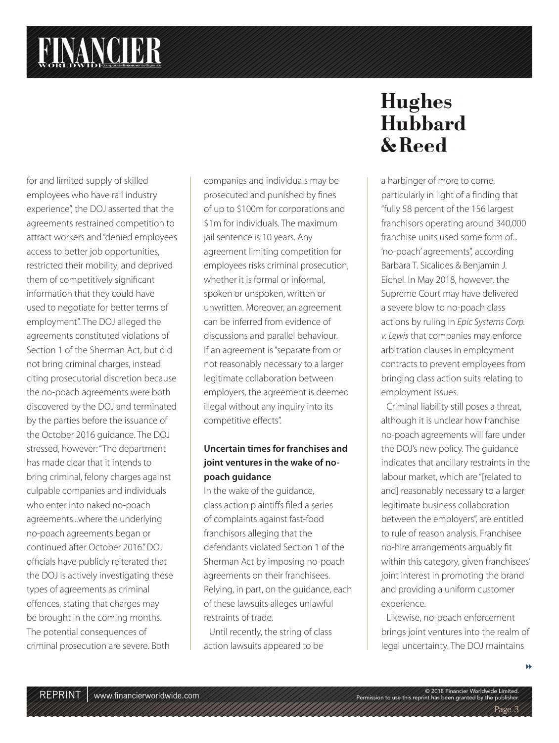for and limited supply of skilled employees who have rail industry experience", the DOJ asserted that the agreements restrained competition to attract workers and "denied employees access to better job opportunities, restricted their mobility, and deprived them of competitively significant information that they could have used to negotiate for better terms of employment". The DOJ alleged the agreements constituted violations of Section 1 of the Sherman Act, but did not bring criminal charges, instead citing prosecutorial discretion because the no-poach agreements were both discovered by the DOJ and terminated by the parties before the issuance of the October 2016 guidance. The DOJ stressed, however: "The department has made clear that it intends to bring criminal, felony charges against culpable companies and individuals who enter into naked no-poach agreements...where the underlying no-poach agreements began or continued after October 2016." DOJ officials have publicly reiterated that the DOJ is actively investigating these types of agreements as criminal offences, stating that charges may be brought in the coming months. The potential consequences of criminal prosecution are severe. Both companies and individuals may be prosecuted and punished by fines of up to $100m for corporations and $1m for individuals. The maximum jail sentence is 10 years. Any agreement limiting competition for employees risks criminal prosecution, whether it is formal or informal, spoken or unspoken, written or unwritten. Moreover, an agreement can be inferred from evidence of discussions and parallel behaviour. If an agreement is "separate from or not reasonably necessary to a larger legitimate collaboration between employers, the agreement is deemed illegal without any inquiry into its competitive effects".

**Uncertain times for franchises and joint ventures in the wake of no-poach guidance**

In the wake of the guidance, class action plaintiffs filed a series of complaints against fast-food franchisors alleging that the defendants violated Section 1 of the Sherman Act by imposing no-poach agreements on their franchisees. Relying, in part, on the guidance, each of these lawsuits alleges unlawful restraints of trade.

Until recently, the string of class action lawsuits appeared to be a harbinger of more to come, particularly in light of a finding that "fully 58 percent of the 156 largest franchisors operating around 340,000 franchise units used some form of... 'no-poach' agreements", according Barbara T. Sicalides & Benjamin J. Eichel. In May 2018, however, the Supreme Court may have delivered a severe blow to no-poach class actions by ruling in *Epic Systems Corp. v. Lewis* that companies may enforce arbitration clauses in employment contracts to prevent employees from bringing class action suits relating to employment issues.

Criminal liability still poses a threat, although it is unclear how franchise no-poach agreements will fare under the DOJ's new policy. The guidance indicates that ancillary restraints in the labour market, which are "[related to and] reasonably necessary to a larger legitimate business collaboration between the employers", are entitled to rule of reason analysis. Franchisee no-hire arrangements arguably fit within this category, given franchisees' joint interest in promoting the brand and providing a uniform customer experience.

Likewise, no-poach enforcement brings joint ventures into the realm of legal uncertainty. The DOJ maintains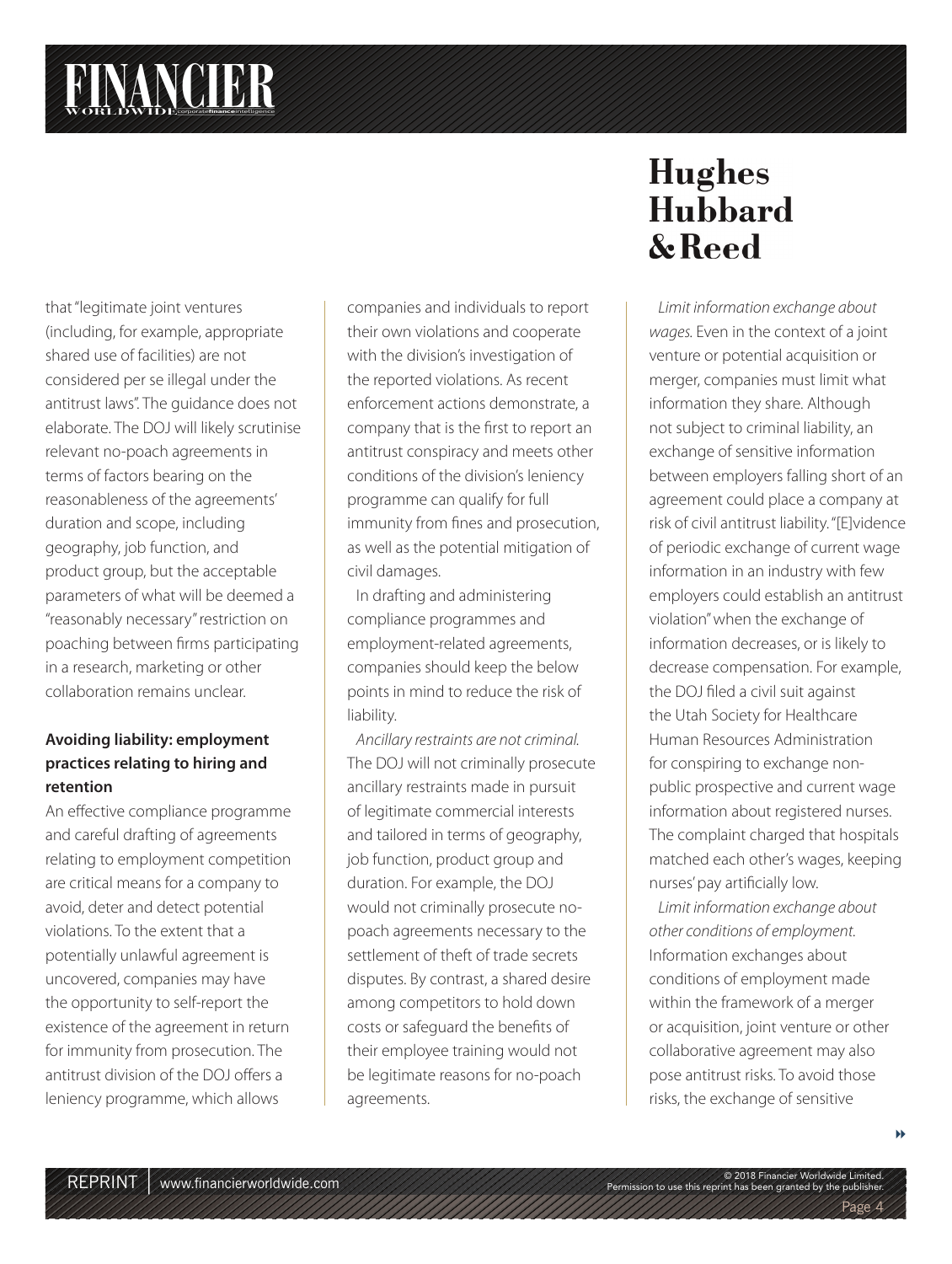that "legitimate joint ventures (including, for example, appropriate shared use of facilities) are not considered per se illegal under the antitrust laws". The guidance does not elaborate. The DOJ will likely scrutinise relevant no-poach agreements in terms of factors bearing on the reasonableness of the agreements' duration and scope, including geography, job function, and product group, but the acceptable parameters of what will be deemed a "reasonably necessary" restriction on poaching between firms participating in a research, marketing or other collaboration remains unclear.

**Avoiding liability: employment practices relating to hiring and retention**

An effective compliance programme and careful drafting of agreements relating to employment competition are critical means for a company to avoid, deter and detect potential violations. To the extent that a potentially unlawful agreement is uncovered, companies may have the opportunity to self-report the existence of the agreement in return for immunity from prosecution. The antitrust division of the DOJ offers a leniency programme, which allows companies and individuals to report their own violations and cooperate with the division's investigation of the reported violations. As recent enforcement actions demonstrate, a company that is the first to report an antitrust conspiracy and meets other conditions of the division's leniency programme can qualify for full immunity from fines and prosecution, as well as the potential mitigation of civil damages.

In drafting and administering compliance programmes and employment-related agreements, companies should keep the below points in mind to reduce the risk of liability.

*Ancillary restraints are not criminal.* The DOJ will not criminally prosecute ancillary restraints made in pursuit of legitimate commercial interests and tailored in terms of geography, job function, product group and duration. For example, the DOJ would not criminally prosecute no-poach agreements necessary to the settlement of theft of trade secrets disputes. By contrast, a shared desire among competitors to hold down costs or safeguard the benefits of their employee training would not be legitimate reasons for no-poach agreements.

*Limit information exchange about wages.* Even in the context of a joint venture or potential acquisition or merger, companies must limit what information they share. Although not subject to criminal liability, an exchange of sensitive information between employers falling short of an agreement could place a company at risk of civil antitrust liability. "[E]vidence of periodic exchange of current wage information in an industry with few employers could establish an antitrust violation" when the exchange of information decreases, or is likely to decrease compensation. For example, the DOJ filed a civil suit against the Utah Society for Healthcare Human Resources Administration for conspiring to exchange non-public prospective and current wage information about registered nurses. The complaint charged that hospitals matched each other's wages, keeping nurses' pay artificially low.

*Limit information exchange about other conditions of employment.* Information exchanges about conditions of employment made within the framework of a merger or acquisition, joint venture or other collaborative agreement may also pose antitrust risks. To avoid those risks, the exchange of sensitive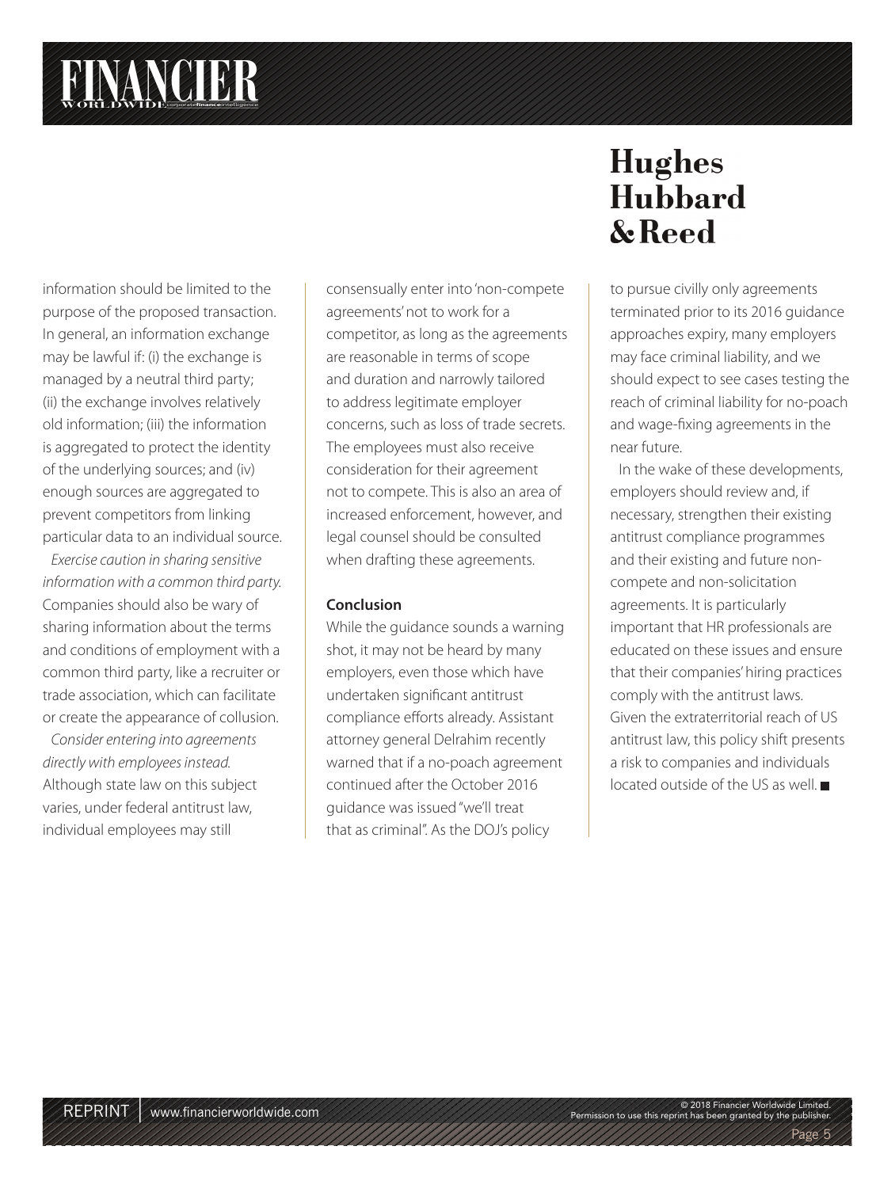information should be limited to the purpose of the proposed transaction. In general, an information exchange may be lawful if: (i) the exchange is managed by a neutral third party; (ii) the exchange involves relatively old information; (iii) the information is aggregated to protect the identity of the underlying sources; and (iv) enough sources are aggregated to prevent competitors from linking particular data to an individual source.

*Exercise caution in sharing sensitive information with a common third party.* Companies should also be wary of sharing information about the terms and conditions of employment with a common third party, like a recruiter or trade association, which can facilitate or create the appearance of collusion.

*Consider entering into agreements directly with employees instead.* Although state law on this subject varies, under federal antitrust law, individual employees may still consensually enter into 'non-compete agreements' not to work for a competitor, as long as the agreements are reasonable in terms of scope and duration and narrowly tailored to address legitimate employer concerns, such as loss of trade secrets. The employees must also receive consideration for their agreement not to compete. This is also an area of increased enforcement, however, and legal counsel should be consulted when drafting these agreements.

**Conclusion**

While the guidance sounds a warning shot, it may not be heard by many employers, even those which have undertaken significant antitrust compliance efforts already. Assistant attorney general Delrahim recently warned that if a no-poach agreement continued after the October 2016 guidance was issued "we'll treat that as criminal". As the DOJ's policy to pursue civilly only agreements terminated prior to its 2016 guidance approaches expiry, many employers may face criminal liability, and we should expect to see cases testing the reach of criminal liability for no-poach and wage-fixing agreements in the near future.

In the wake of these developments, employers should review and, if necessary, strengthen their existing antitrust compliance programmes and their existing and future non-compete and non-solicitation agreements. It is particularly important that HR professionals are educated on these issues and ensure that their companies' hiring practices comply with the antitrust laws. Given the extraterritorial reach of US antitrust law, this policy shift presents a risk to companies and individuals located outside of the US as well. ■